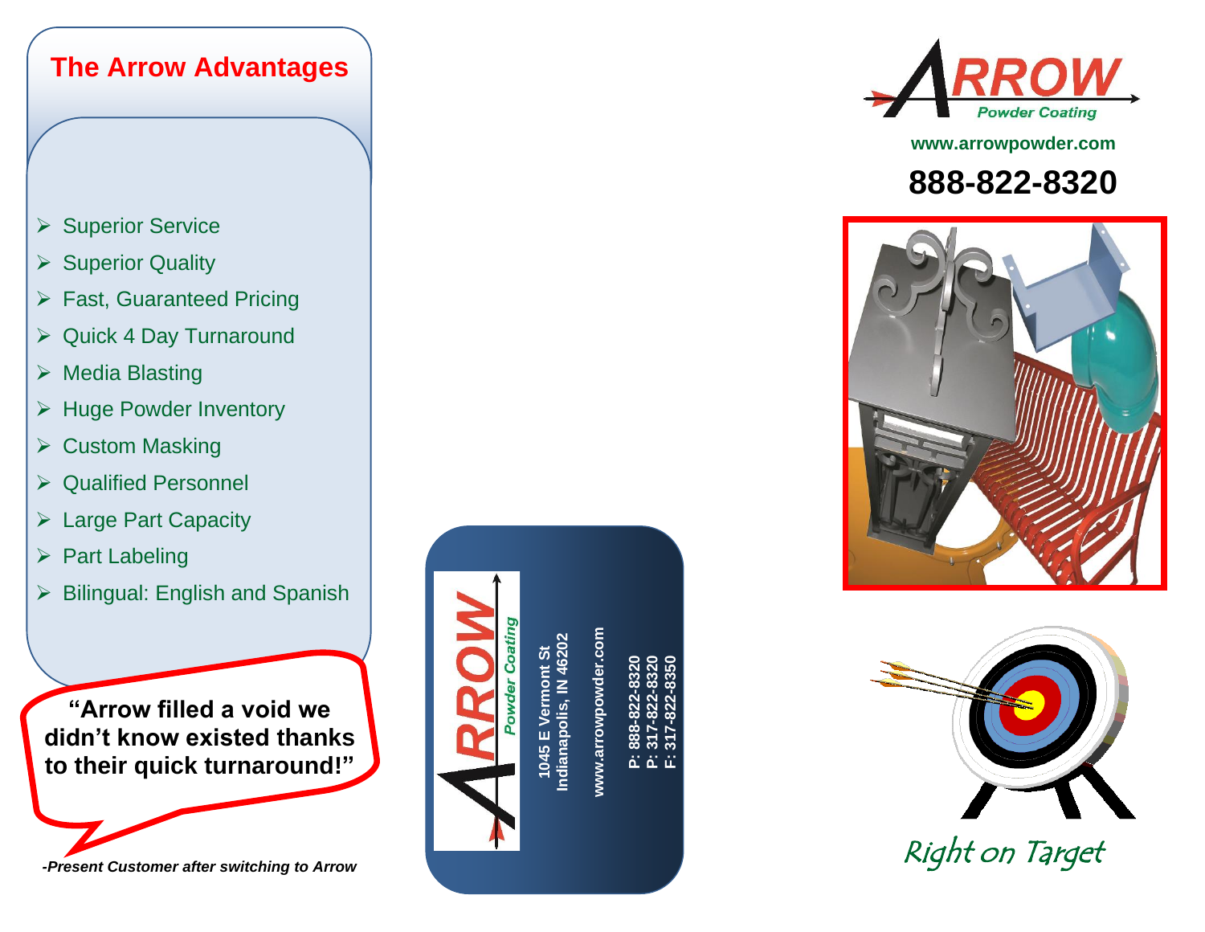## The Arrow Advantages

- Superior Service
- Superior Quality
- Fast, Guaranteed Pricing
- Quick 4 Day Turnaround
- Media Blasting
- Huge Powder Inventory
- Custom Masking
- Qualified Personnel
- Large Part Capacity
- Part Labeling
- Bilingual: English and Spanish

**"Arrow filled a void we didn't know existed thanks to their quick turnaround!"**

***-Present Customer after switching to Arrow***

ARROW *Powder Coating*

**1045 E Vermont St**
**Indianapolis, IN 46202**

**www.arrowpowder.com**

**P: 888-822-8320**
**P: 317-822-8320**
**F: 317-822-8350**

ARROW *Powder Coating*

**www.arrowpowder.com**

# 888-822-8320

*Right on Target*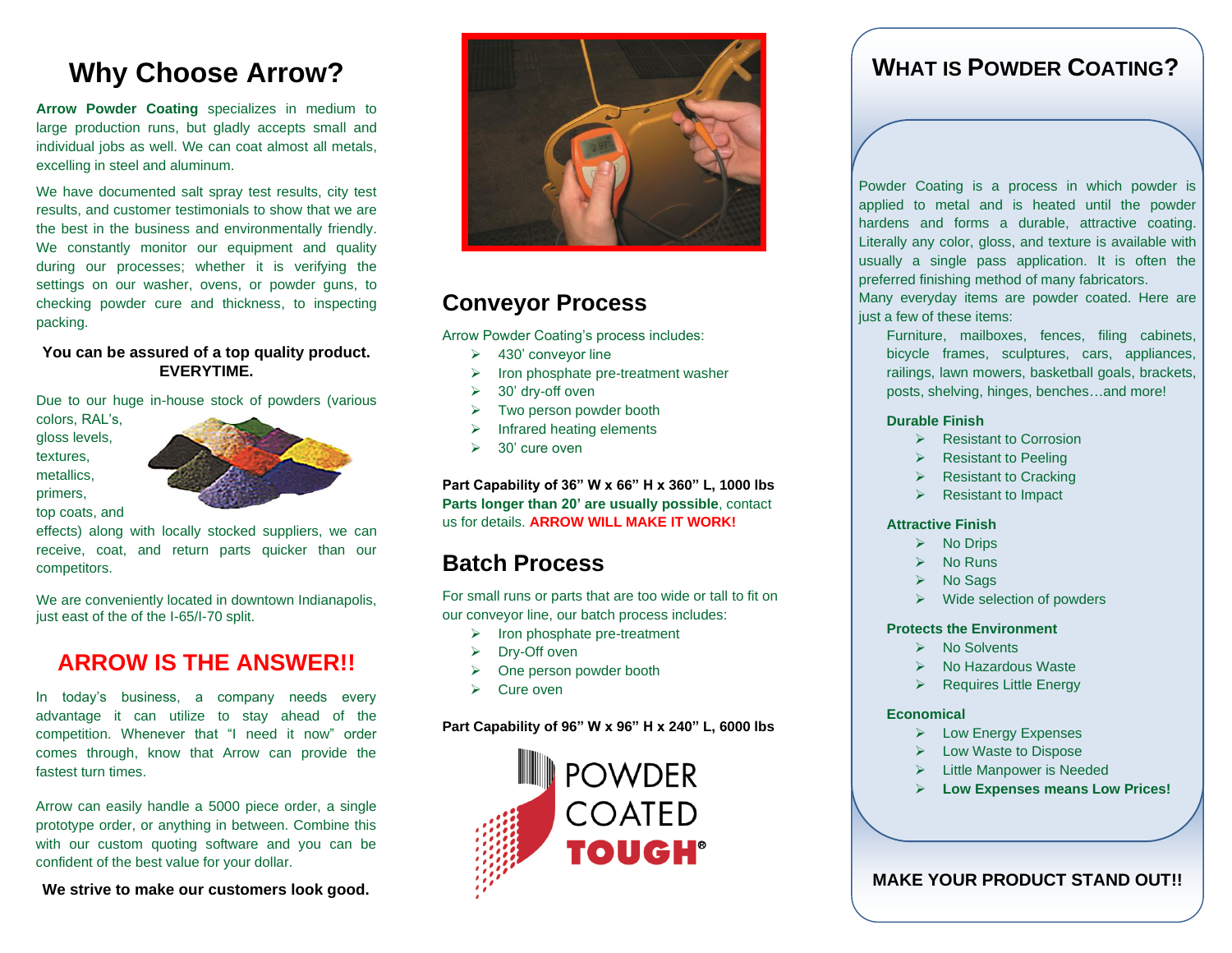# Why Choose Arrow?

**Arrow Powder Coating** specializes in medium to large production runs, but gladly accepts small and individual jobs as well. We can coat almost all metals, excelling in steel and aluminum.

We have documented salt spray test results, city test results, and customer testimonials to show that we are the best in the business and environmentally friendly. We constantly monitor our equipment and quality during our processes; whether it is verifying the settings on our washer, ovens, or powder guns, to checking powder cure and thickness, to inspecting packing.

**You can be assured of a top quality product. EVERYTIME.**

Due to our huge in-house stock of powders (various colors, RAL's, gloss levels, textures, metallics, primers, top coats, and effects) along with locally stocked suppliers, we can receive, coat, and return parts quicker than our competitors.

We are conveniently located in downtown Indianapolis, just east of the of the I-65/I-70 split.

## ARROW IS THE ANSWER!!

In today's business, a company needs every advantage it can utilize to stay ahead of the competition. Whenever that "I need it now" order comes through, know that Arrow can provide the fastest turn times.

Arrow can easily handle a 5000 piece order, a single prototype order, or anything in between. Combine this with our custom quoting software and you can be confident of the best value for your dollar.

**We strive to make our customers look good.**

## Conveyor Process

Arrow Powder Coating's process includes:

- 430' conveyor line
- Iron phosphate pre-treatment washer
- 30' dry-off oven
- Two person powder booth
- Infrared heating elements
- 30' cure oven

**Part Capability of 36" W x 66" H x 360" L, 1000 lbs**
**Parts longer than 20' are usually possible**, contact us for details. **ARROW WILL MAKE IT WORK!**

## Batch Process

For small runs or parts that are too wide or tall to fit on our conveyor line, our batch process includes:

- Iron phosphate pre-treatment
- Dry-Off oven
- One person powder booth
- Cure oven

**Part Capability of 96" W x 96" H x 240" L, 6000 lbs**

POWDER COATED TOUGH®

## WHAT IS POWDER COATING?

Powder Coating is a process in which powder is applied to metal and is heated until the powder hardens and forms a durable, attractive coating. Literally any color, gloss, and texture is available with usually a single pass application. It is often the preferred finishing method of many fabricators.
Many everyday items are powder coated. Here are just a few of these items:

Furniture, mailboxes, fences, filing cabinets, bicycle frames, sculptures, cars, appliances, railings, lawn mowers, basketball goals, brackets, posts, shelving, hinges, benches…and more!

**Durable Finish**

- Resistant to Corrosion
- Resistant to Peeling
- Resistant to Cracking
- Resistant to Impact

**Attractive Finish**

- No Drips
- No Runs
- No Sags
- Wide selection of powders

**Protects the Environment**

- No Solvents
- No Hazardous Waste
- Requires Little Energy

**Economical**

- Low Energy Expenses
- Low Waste to Dispose
- Little Manpower is Needed
- **Low Expenses means Low Prices!**

**MAKE YOUR PRODUCT STAND OUT!!**